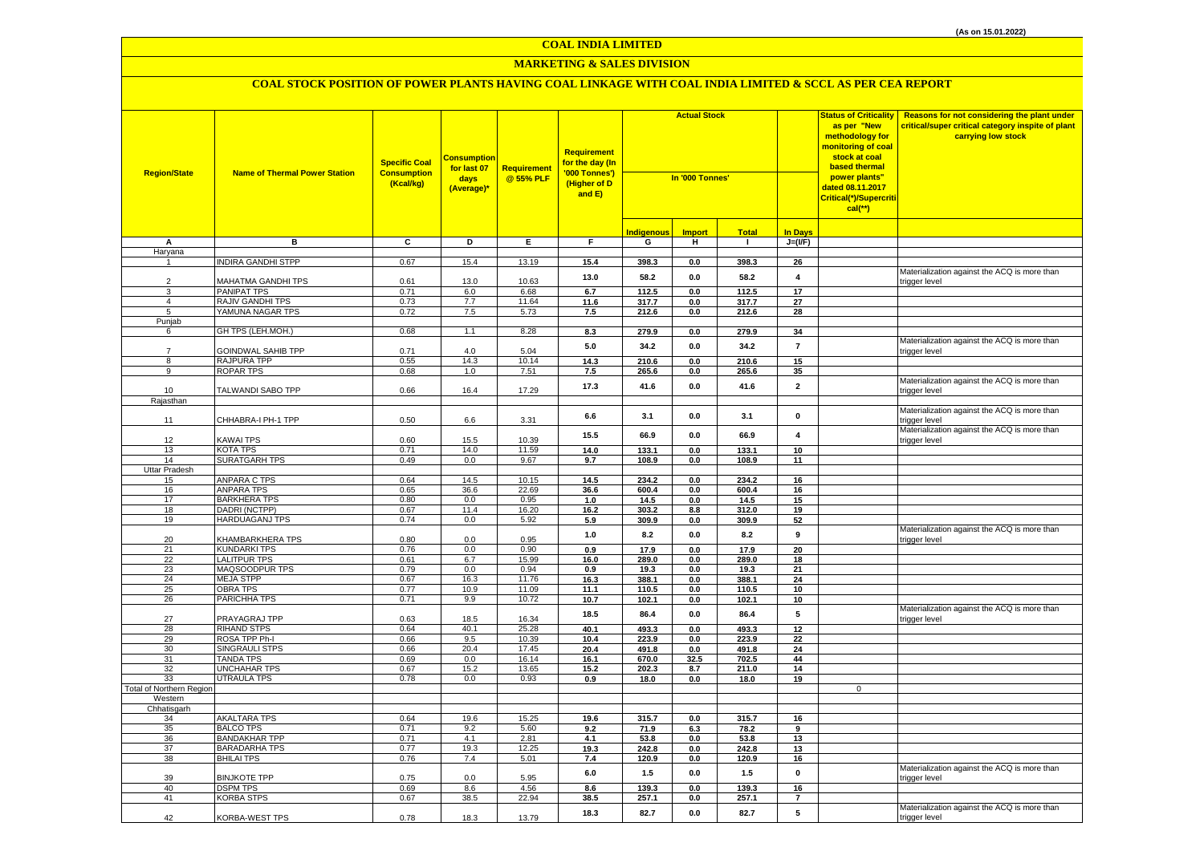(As on 15.01.2022)

# COAL INDIA LIMITED

## MARKETING & SALES DIVISION

### COAL STOCK POSITION OF POWER PLANTS HAVING COAL LINKAGE WITH COAL INDIA LIMITED & SCCL AS PER CEA REPORT

| Region/State | Name of Thermal Power Station | Specific Coal Consumption (Kcal/kg) | Consumption for last 07 days (Average)* | Requirement @ 55% PLF | Requirement for the day (In '000 Tonnes') (Higher of D and E) | Actual Stock In '000 Tonnes' | | | | Status of Criticality as per "New methodology for monitoring of coal stock at coal based thermal power plants" dated 08.11.2017 Critical(*)/Supercritical(**) | Reasons for not considering the plant under critical/super critical category inspite of plant carrying low stock |
|---|---|---|---|---|---|---|---|---|---|---|---|
| | | | | | | Indigenous | Import | Total | In Days | | |
| A | B | C | D | E | F | G | H | I | J=(I/F) | | |
| Haryana | | | | | | | | | | | |
| 1 | INDIRA GANDHI STPP | 0.67 | 15.4 | 13.19 | 15.4 | 398.3 | 0.0 | 398.3 | 26 | | |
| 2 | MAHATMA GANDHI TPS | 0.61 | 13.0 | 10.63 | 13.0 | 58.2 | 0.0 | 58.2 | 4 | | Materialization against the ACQ is more than trigger level |
| 3 | PANIPAT TPS | 0.71 | 6.0 | 6.68 | 6.7 | 112.5 | 0.0 | 112.5 | 17 | | |
| 4 | RAJIV GANDHI TPS | 0.73 | 7.7 | 11.64 | 11.6 | 317.7 | 0.0 | 317.7 | 27 | | |
| 5 | YAMUNA NAGAR TPS | 0.72 | 7.5 | 5.73 | 7.5 | 212.6 | 0.0 | 212.6 | 28 | | |
| Punjab | | | | | | | | | | | |
| 6 | GH TPS (LEH.MOH.) | 0.68 | 1.1 | 8.28 | 8.3 | 279.9 | 0.0 | 279.9 | 34 | | |
| 7 | GOINDWAL SAHIB TPP | 0.71 | 4.0 | 5.04 | 5.0 | 34.2 | 0.0 | 34.2 | 7 | | Materialization against the ACQ is more than trigger level |
| 8 | RAJPURA TPP | 0.55 | 14.3 | 10.14 | 14.3 | 210.6 | 0.0 | 210.6 | 15 | | |
| 9 | ROPAR TPS | 0.68 | 1.0 | 7.51 | 7.5 | 265.6 | 0.0 | 265.6 | 35 | | |
| 10 | TALWANDI SABO TPP | 0.66 | 16.4 | 17.29 | 17.3 | 41.6 | 0.0 | 41.6 | 2 | | Materialization against the ACQ is more than trigger level |
| Rajasthan | | | | | | | | | | | |
| 11 | CHHABRA-I PH-1 TPP | 0.50 | 6.6 | 3.31 | 6.6 | 3.1 | 0.0 | 3.1 | 0 | | Materialization against the ACQ is more than trigger level |
| 12 | KAWAI TPS | 0.60 | 15.5 | 10.39 | 15.5 | 66.9 | 0.0 | 66.9 | 4 | | Materialization against the ACQ is more than trigger level |
| 13 | KOTA TPS | 0.71 | 14.0 | 11.59 | 14.0 | 133.1 | 0.0 | 133.1 | 10 | | |
| 14 | SURATGARH TPS | 0.49 | 0.0 | 9.67 | 9.7 | 108.9 | 0.0 | 108.9 | 11 | | |
| Uttar Pradesh | | | | | | | | | | | |
| 15 | ANPARA C TPS | 0.64 | 14.5 | 10.15 | 14.5 | 234.2 | 0.0 | 234.2 | 16 | | |
| 16 | ANPARA TPS | 0.65 | 36.6 | 22.69 | 36.6 | 600.4 | 0.0 | 600.4 | 16 | | |
| 17 | BARKHERA TPS | 0.80 | 0.0 | 0.95 | 1.0 | 14.5 | 0.0 | 14.5 | 15 | | |
| 18 | DADRI (NCTPP) | 0.67 | 11.4 | 16.20 | 16.2 | 303.2 | 8.8 | 312.0 | 19 | | |
| 19 | HARDUAGANJ TPS | 0.74 | 0.0 | 5.92 | 5.9 | 309.9 | 0.0 | 309.9 | 52 | | |
| 20 | KHAMBARKHERA TPS | 0.80 | 0.0 | 0.95 | 1.0 | 8.2 | 0.0 | 8.2 | 9 | | Materialization against the ACQ is more than trigger level |
| 21 | KUNDARKI TPS | 0.76 | 0.0 | 0.90 | 0.9 | 17.9 | 0.0 | 17.9 | 20 | | |
| 22 | LALITPUR TPS | 0.61 | 6.7 | 15.99 | 16.0 | 289.0 | 0.0 | 289.0 | 18 | | |
| 23 | MAQSOODPUR TPS | 0.79 | 0.0 | 0.94 | 0.9 | 19.3 | 0.0 | 19.3 | 21 | | |
| 24 | MEJA STPP | 0.67 | 16.3 | 11.76 | 16.3 | 388.1 | 0.0 | 388.1 | 24 | | |
| 25 | OBRA TPS | 0.77 | 10.9 | 11.09 | 11.1 | 110.5 | 0.0 | 110.5 | 10 | | |
| 26 | PARICHHA TPS | 0.71 | 9.9 | 10.72 | 10.7 | 102.1 | 0.0 | 102.1 | 10 | | |
| 27 | PRAYAGRAJ TPP | 0.63 | 18.5 | 16.34 | 18.5 | 86.4 | 0.0 | 86.4 | 5 | | Materialization against the ACQ is more than trigger level |
| 28 | RIHAND STPS | 0.64 | 40.1 | 25.28 | 40.1 | 493.3 | 0.0 | 493.3 | 12 | | |
| 29 | ROSA TPP Ph-I | 0.66 | 9.5 | 10.39 | 10.4 | 223.9 | 0.0 | 223.9 | 22 | | |
| 30 | SINGRAULI STPS | 0.66 | 20.4 | 17.45 | 20.4 | 491.8 | 0.0 | 491.8 | 24 | | |
| 31 | TANDA TPS | 0.69 | 0.0 | 16.14 | 16.1 | 670.0 | 32.5 | 702.5 | 44 | | |
| 32 | UNCHAHAR TPS | 0.67 | 15.2 | 13.65 | 15.2 | 202.3 | 8.7 | 211.0 | 14 | | |
| 33 | UTRAULA TPS | 0.78 | 0.0 | 0.93 | 0.9 | 18.0 | 0.0 | 18.0 | 19 | | |
| Total of Northern Region | | | | | | | | | | 0 | |
| Western | | | | | | | | | | | |
| Chhatisgarh | | | | | | | | | | | |
| 34 | AKALTARA TPS | 0.64 | 19.6 | 15.25 | 19.6 | 315.7 | 0.0 | 315.7 | 16 | | |
| 35 | BALCO TPS | 0.71 | 9.2 | 5.60 | 9.2 | 71.9 | 6.3 | 78.2 | 9 | | |
| 36 | BANDAKHAR TPP | 0.71 | 4.1 | 2.81 | 4.1 | 53.8 | 0.0 | 53.8 | 13 | | |
| 37 | BARADARHA TPS | 0.77 | 19.3 | 12.25 | 19.3 | 242.8 | 0.0 | 242.8 | 13 | | |
| 38 | BHILAI TPS | 0.76 | 7.4 | 5.01 | 7.4 | 120.9 | 0.0 | 120.9 | 16 | | |
| 39 | BINJKOTE TPP | 0.75 | 0.0 | 5.95 | 6.0 | 1.5 | 0.0 | 1.5 | 0 | | Materialization against the ACQ is more than trigger level |
| 40 | DSPM TPS | 0.69 | 8.6 | 4.56 | 8.6 | 139.3 | 0.0 | 139.3 | 16 | | |
| 41 | KORBA STPS | 0.67 | 38.5 | 22.94 | 38.5 | 257.1 | 0.0 | 257.1 | 7 | | |
| 42 | KORBA-WEST TPS | 0.78 | 18.3 | 13.79 | 18.3 | 82.7 | 0.0 | 82.7 | 5 | | Materialization against the ACQ is more than trigger level |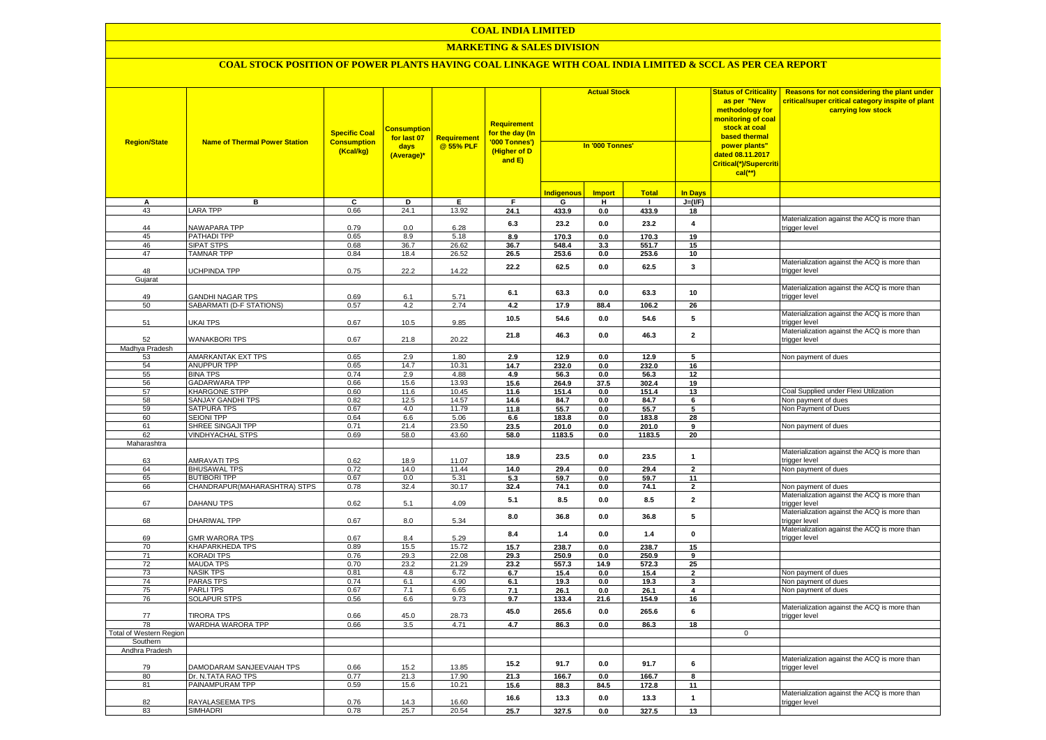# COAL INDIA LIMITED

## MARKETING & SALES DIVISION

### COAL STOCK POSITION OF POWER PLANTS HAVING COAL LINKAGE WITH COAL INDIA LIMITED & SCCL AS PER CEA REPORT

| Region/State | Name of Thermal Power Station | Specific Coal Consumption (Kcal/kg) | Consumption for last 07 days (Average)* | Requirement @ 55% PLF | Requirement for the day (In '000 Tonnes') (Higher of D and E) | Actual Stock In '000 Tonnes' | | | | Status of Criticality as per "New methodology for monitoring of coal stock at coal based thermal power plants" dated 08.11.2017 Critical(*)/Supercritical(**) | Reasons for not considering the plant under critical/super critical category inspite of plant carrying low stock |
|---|---|---|---|---|---|---|---|---|---|---|---|
| | | | | | | Indigenous | Import | Total | In Days | | |
| A | B | C | D | E | F | G | H | I | J=(I/F) | | |
| 43 | LARA TPP | 0.66 | 24.1 | 13.92 | 24.1 | 433.9 | 0.0 | 433.9 | 18 | | |
| 44 | NAWAPARA TPP | 0.79 | 0.0 | 6.28 | 6.3 | 23.2 | 0.0 | 23.2 | 4 | | Materialization against the ACQ is more than trigger level |
| 45 | PATHADI TPP | 0.65 | 8.9 | 5.18 | 8.9 | 170.3 | 0.0 | 170.3 | 19 | | |
| 46 | SIPAT STPS | 0.68 | 36.7 | 26.62 | 36.7 | 548.4 | 3.3 | 551.7 | 15 | | |
| 47 | TAMNAR TPP | 0.84 | 18.4 | 26.52 | 26.5 | 253.6 | 0.0 | 253.6 | 10 | | |
| 48 | UCHPINDA TPP | 0.75 | 22.2 | 14.22 | 22.2 | 62.5 | 0.0 | 62.5 | 3 | | Materialization against the ACQ is more than trigger level |
| Gujarat | | | | | | | | | | | |
| 49 | GANDHI NAGAR TPS | 0.69 | 6.1 | 5.71 | 6.1 | 63.3 | 0.0 | 63.3 | 10 | | Materialization against the ACQ is more than trigger level |
| 50 | SABARMATI (D-F STATIONS) | 0.57 | 4.2 | 2.74 | 4.2 | 17.9 | 88.4 | 106.2 | 26 | | |
| 51 | UKAI TPS | 0.67 | 10.5 | 9.85 | 10.5 | 54.6 | 0.0 | 54.6 | 5 | | Materialization against the ACQ is more than trigger level |
| 52 | WANAKBORI TPS | 0.67 | 21.8 | 20.22 | 21.8 | 46.3 | 0.0 | 46.3 | 2 | | Materialization against the ACQ is more than trigger level |
| Madhya Pradesh | | | | | | | | | | | |
| 53 | AMARKANTAK EXT TPS | 0.65 | 2.9 | 1.80 | 2.9 | 12.9 | 0.0 | 12.9 | 5 | | Non payment of dues |
| 54 | ANUPPUR TPP | 0.65 | 14.7 | 10.31 | 14.7 | 232.0 | 0.0 | 232.0 | 16 | | |
| 55 | BINA TPS | 0.74 | 2.9 | 4.88 | 4.9 | 56.3 | 0.0 | 56.3 | 12 | | |
| 56 | GADARWARA TPP | 0.66 | 15.6 | 13.93 | 15.6 | 264.9 | 37.5 | 302.4 | 19 | | |
| 57 | KHARGONE STPP | 0.60 | 11.6 | 10.45 | 11.6 | 151.4 | 0.0 | 151.4 | 13 | | Coal Supplied under Flexi Utilization |
| 58 | SANJAY GANDHI TPS | 0.82 | 12.5 | 14.57 | 14.6 | 84.7 | 0.0 | 84.7 | 6 | | Non payment of dues |
| 59 | SATPURA TPS | 0.67 | 4.0 | 11.79 | 11.8 | 55.7 | 0.0 | 55.7 | 5 | | Non Payment of Dues |
| 60 | SEIONI TPP | 0.64 | 6.6 | 5.06 | 6.6 | 183.8 | 0.0 | 183.8 | 28 | | |
| 61 | SHREE SINGAJI TPP | 0.71 | 21.4 | 23.50 | 23.5 | 201.0 | 0.0 | 201.0 | 9 | | Non payment of dues |
| 62 | VINDHYACHAL STPS | 0.69 | 58.0 | 43.60 | 58.0 | 1183.5 | 0.0 | 1183.5 | 20 | | |
| Maharashtra | | | | | | | | | | | |
| 63 | AMRAVATI TPS | 0.62 | 18.9 | 11.07 | 18.9 | 23.5 | 0.0 | 23.5 | 1 | | Materialization against the ACQ is more than trigger level |
| 64 | BHUSAWAL TPS | 0.72 | 14.0 | 11.44 | 14.0 | 29.4 | 0.0 | 29.4 | 2 | | Non payment of dues |
| 65 | BUTIBORI TPP | 0.67 | 0.0 | 5.31 | 5.3 | 59.7 | 0.0 | 59.7 | 11 | | |
| 66 | CHANDRAPUR(MAHARASHTRA) STPS | 0.78 | 32.4 | 30.17 | 32.4 | 74.1 | 0.0 | 74.1 | 2 | | Non payment of dues |
| 67 | DAHANU TPS | 0.62 | 5.1 | 4.09 | 5.1 | 8.5 | 0.0 | 8.5 | 2 | | Materialization against the ACQ is more than trigger level |
| 68 | DHARIWAL TPP | 0.67 | 8.0 | 5.34 | 8.0 | 36.8 | 0.0 | 36.8 | 5 | | Materialization against the ACQ is more than trigger level |
| 69 | GMR WARORA TPS | 0.67 | 8.4 | 5.29 | 8.4 | 1.4 | 0.0 | 1.4 | 0 | | Materialization against the ACQ is more than trigger level |
| 70 | KHAPARKHEDA TPS | 0.89 | 15.5 | 15.72 | 15.7 | 238.7 | 0.0 | 238.7 | 15 | | |
| 71 | KORADI TPS | 0.76 | 29.3 | 22.08 | 29.3 | 250.9 | 0.0 | 250.9 | 9 | | |
| 72 | MAUDA TPS | 0.70 | 23.2 | 21.29 | 23.2 | 557.3 | 14.9 | 572.3 | 25 | | |
| 73 | NASIK TPS | 0.81 | 4.8 | 6.72 | 6.7 | 15.4 | 0.0 | 15.4 | 2 | | Non payment of dues |
| 74 | PARAS TPS | 0.74 | 6.1 | 4.90 | 6.1 | 19.3 | 0.0 | 19.3 | 3 | | Non payment of dues |
| 75 | PARLI TPS | 0.67 | 7.1 | 6.65 | 7.1 | 26.1 | 0.0 | 26.1 | 4 | | Non payment of dues |
| 76 | SOLAPUR STPS | 0.56 | 6.6 | 9.73 | 9.7 | 133.4 | 21.6 | 154.9 | 16 | | |
| 77 | TIRORA TPS | 0.66 | 45.0 | 28.73 | 45.0 | 265.6 | 0.0 | 265.6 | 6 | | Materialization against the ACQ is more than trigger level |
| 78 | WARDHA WARORA TPP | 0.66 | 3.5 | 4.71 | 4.7 | 86.3 | 0.0 | 86.3 | 18 | | |
| Total of Western Region | | | | | | | | | | 0 | |
| Southern | | | | | | | | | | | |
| Andhra Pradesh | | | | | | | | | | | |
| 79 | DAMODARAM SANJEEVAIAH TPS | 0.66 | 15.2 | 13.85 | 15.2 | 91.7 | 0.0 | 91.7 | 6 | | Materialization against the ACQ is more than trigger level |
| 80 | Dr. N.TATA RAO TPS | 0.77 | 21.3 | 17.90 | 21.3 | 166.7 | 0.0 | 166.7 | 8 | | |
| 81 | PAINAMPURAM TPP | 0.59 | 15.6 | 10.21 | 15.6 | 88.3 | 84.5 | 172.8 | 11 | | |
| 82 | RAYALASEEMA TPS | 0.76 | 14.3 | 16.60 | 16.6 | 13.3 | 0.0 | 13.3 | 1 | | Materialization against the ACQ is more than trigger level |
| 83 | SIMHADRI | 0.78 | 25.7 | 20.54 | 25.7 | 327.5 | 0.0 | 327.5 | 13 | | |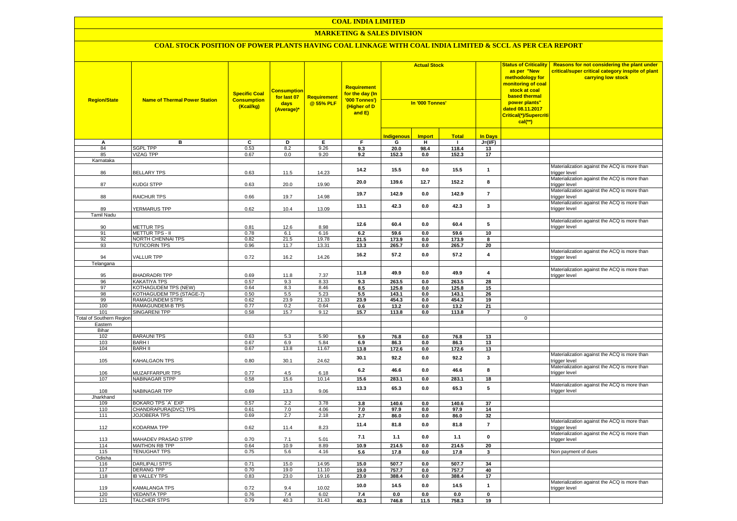# COAL INDIA LIMITED

## MARKETING & SALES DIVISION

### COAL STOCK POSITION OF POWER PLANTS HAVING COAL LINKAGE WITH COAL INDIA LIMITED & SCCL AS PER CEA REPORT

| Region/State | Name of Thermal Power Station | Specific Coal Consumption (Kcal/kg) | Consumption for last 07 days (Average)* | Requirement @ 55% PLF | Requirement for the day (In '000 Tonnes') (Higher of D and E) | Actual Stock In '000 Tonnes' | | | | Status of Criticality as per "New methodology for monitoring of coal stock at coal based thermal power plants" dated 08.11.2017 Critical(*)/Supercritical(**) | Reasons for not considering the plant under critical/super critical category inspite of plant carrying low stock |
|---|---|---|---|---|---|---|---|---|---|---|---|
| | | | | | | Indigenous | Import | Total | In Days | | |
| A | B | C | D | E | F | G | H | I | J=(I/F) | | |
| 84 | SGPL TPP | 0.53 | 8.2 | 9.26 | 9.3 | 20.0 | 98.4 | 118.4 | 13 | | |
| 85 | VIZAG TPP | 0.67 | 0.0 | 9.20 | 9.2 | 152.3 | 0.0 | 152.3 | 17 | | |
| Karnataka | | | | | | | | | | | |
| 86 | BELLARY TPS | 0.63 | 11.5 | 14.23 | 14.2 | 15.5 | 0.0 | 15.5 | 1 | | Materialization against the ACQ is more than trigger level |
| 87 | KUDGI STPP | 0.63 | 20.0 | 19.90 | 20.0 | 139.6 | 12.7 | 152.2 | 8 | | Materialization against the ACQ is more than trigger level |
| 88 | RAICHUR TPS | 0.66 | 19.7 | 14.98 | 19.7 | 142.9 | 0.0 | 142.9 | 7 | | Materialization against the ACQ is more than trigger level |
| 89 | YERMARUS TPP | 0.62 | 10.4 | 13.09 | 13.1 | 42.3 | 0.0 | 42.3 | 3 | | Materialization against the ACQ is more than trigger level |
| Tamil Nadu | | | | | | | | | | | |
| 90 | METTUR TPS | 0.81 | 12.6 | 8.98 | 12.6 | 60.4 | 0.0 | 60.4 | 5 | | Materialization against the ACQ is more than trigger level |
| 91 | METTUR TPS - II | 0.78 | 6.1 | 6.16 | 6.2 | 59.6 | 0.0 | 59.6 | 10 | | |
| 92 | NORTH CHENNAI TPS | 0.82 | 21.5 | 19.78 | 21.5 | 173.9 | 0.0 | 173.9 | 8 | | |
| 93 | TUTICORIN TPS | 0.96 | 11.7 | 13.31 | 13.3 | 265.7 | 0.0 | 265.7 | 20 | | |
| 94 | VALLUR TPP | 0.72 | 16.2 | 14.26 | 16.2 | 57.2 | 0.0 | 57.2 | 4 | | Materialization against the ACQ is more than trigger level |
| Telangana | | | | | | | | | | | |
| 95 | BHADRADRI TPP | 0.69 | 11.8 | 7.37 | 11.8 | 49.9 | 0.0 | 49.9 | 4 | | Materialization against the ACQ is more than trigger level |
| 96 | KAKATIYA TPS | 0.57 | 9.3 | 8.33 | 9.3 | 263.5 | 0.0 | 263.5 | 28 | | |
| 97 | KOTHAGUDEM TPS (NEW) | 0.64 | 8.3 | 8.46 | 8.5 | 125.8 | 0.0 | 125.8 | 15 | | |
| 98 | KOTHAGUDEM TPS (STAGE-7) | 0.50 | 5.5 | 5.23 | 5.5 | 143.1 | 0.0 | 143.1 | 26 | | |
| 99 | RAMAGUNDEM STPS | 0.62 | 23.9 | 21.33 | 23.9 | 454.3 | 0.0 | 454.3 | 19 | | |
| 100 | RAMAGUNDEM-B TPS | 0.77 | 0.2 | 0.64 | 0.6 | 13.2 | 0.0 | 13.2 | 21 | | |
| 101 | SINGARENI TPP | 0.58 | 15.7 | 9.12 | 15.7 | 113.8 | 0.0 | 113.8 | 7 | | |
| Total of Southern Region | | | | | | | | | | 0 | |
| Eastern | | | | | | | | | | | |
| Bihar | | | | | | | | | | | |
| 102 | BARAUNI TPS | 0.63 | 5.3 | 5.90 | 5.9 | 76.8 | 0.0 | 76.8 | 13 | | |
| 103 | BARH I | 0.67 | 6.9 | 5.84 | 6.9 | 86.3 | 0.0 | 86.3 | 13 | | |
| 104 | BARH II | 0.67 | 13.8 | 11.67 | 13.8 | 172.6 | 0.0 | 172.6 | 13 | | |
| 105 | KAHALGAON TPS | 0.80 | 30.1 | 24.62 | 30.1 | 92.2 | 0.0 | 92.2 | 3 | | Materialization against the ACQ is more than trigger level |
| 106 | MUZAFFARPUR TPS | 0.77 | 4.5 | 6.18 | 6.2 | 46.6 | 0.0 | 46.6 | 8 | | Materialization against the ACQ is more than trigger level |
| 107 | NABINAGAR STPP | 0.58 | 15.6 | 10.14 | 15.6 | 283.1 | 0.0 | 283.1 | 18 | | |
| 108 | NABINAGAR TPP | 0.69 | 13.3 | 9.06 | 13.3 | 65.3 | 0.0 | 65.3 | 5 | | Materialization against the ACQ is more than trigger level |
| Jharkhand | | | | | | | | | | | |
| 109 | BOKARO TPS `A` EXP | 0.57 | 2.2 | 3.78 | 3.8 | 140.6 | 0.0 | 140.6 | 37 | | |
| 110 | CHANDRAPURA(DVC) TPS | 0.61 | 7.0 | 4.06 | 7.0 | 97.9 | 0.0 | 97.9 | 14 | | |
| 111 | JOJOBERA TPS | 0.69 | 2.7 | 2.18 | 2.7 | 86.0 | 0.0 | 86.0 | 32 | | |
| 112 | KODARMA TPP | 0.62 | 11.4 | 8.23 | 11.4 | 81.8 | 0.0 | 81.8 | 7 | | Materialization against the ACQ is more than trigger level |
| 113 | MAHADEV PRASAD STPP | 0.70 | 7.1 | 5.01 | 7.1 | 1.1 | 0.0 | 1.1 | 0 | | Materialization against the ACQ is more than trigger level |
| 114 | MAITHON RB TPP | 0.64 | 10.9 | 8.89 | 10.9 | 214.5 | 0.0 | 214.5 | 20 | | |
| 115 | TENUGHAT TPS | 0.75 | 5.6 | 4.16 | 5.6 | 17.8 | 0.0 | 17.8 | 3 | | Non payment of dues |
| Odisha | | | | | | | | | | | |
| 116 | DARLIPALI STPS | 0.71 | 15.0 | 14.95 | 15.0 | 507.7 | 0.0 | 507.7 | 34 | | |
| 117 | DERANG TPP | 0.70 | 19.0 | 11.10 | 19.0 | 757.7 | 0.0 | 757.7 | 40 | | |
| 118 | IB VALLEY TPS | 0.83 | 23.0 | 19.16 | 23.0 | 388.4 | 0.0 | 388.4 | 17 | | |
| 119 | KAMALANGA TPS | 0.72 | 9.4 | 10.02 | 10.0 | 14.5 | 0.0 | 14.5 | 1 | | Materialization against the ACQ is more than trigger level |
| 120 | VEDANTA TPP | 0.76 | 7.4 | 6.02 | 7.4 | 0.0 | 0.0 | 0.0 | 0 | | |
| 121 | TALCHER STPS | 0.79 | 40.3 | 31.43 | 40.3 | 746.8 | 11.5 | 758.3 | 19 | | |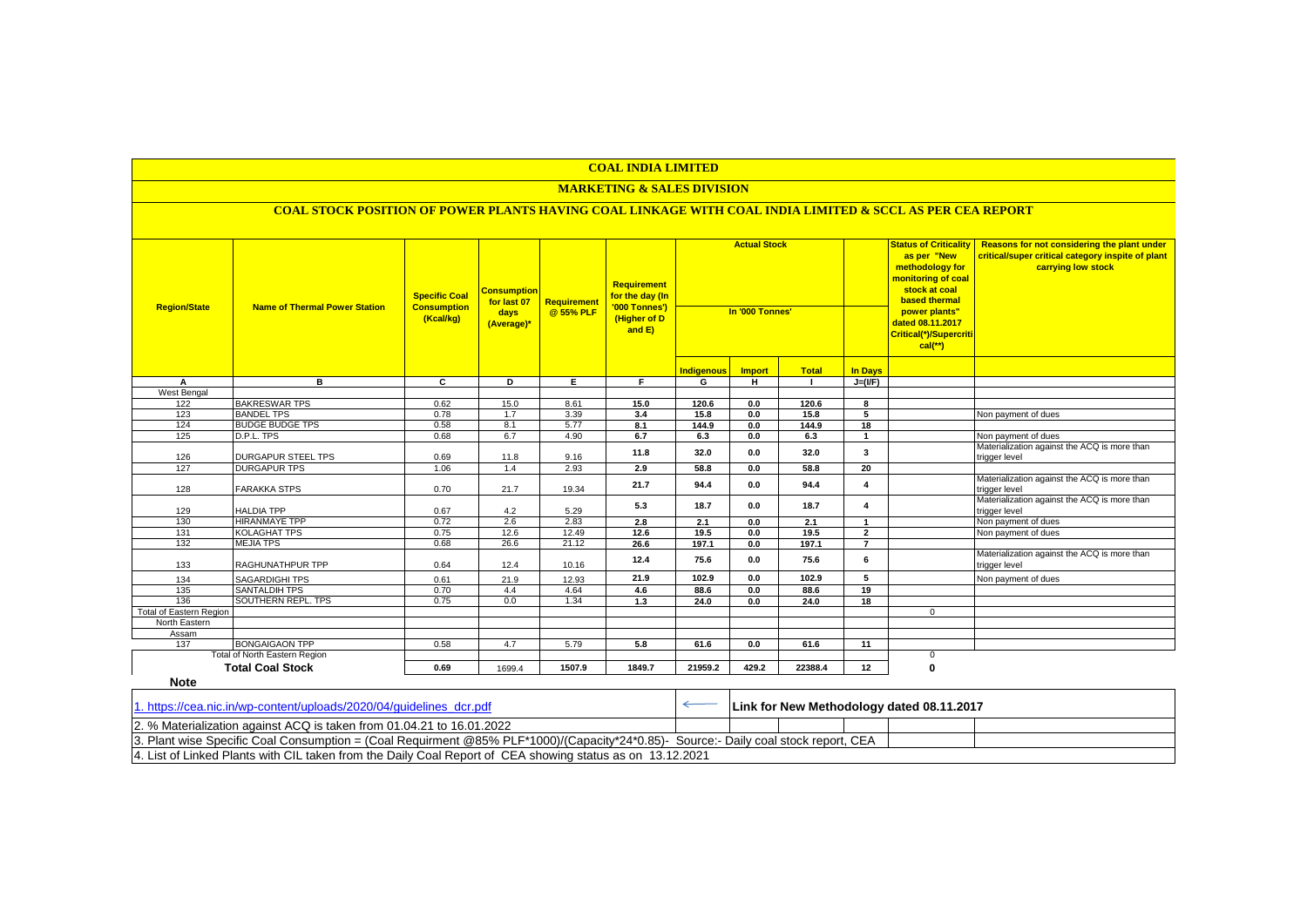# COAL INDIA LIMITED

## MARKETING & SALES DIVISION

### COAL STOCK POSITION OF POWER PLANTS HAVING COAL LINKAGE WITH COAL INDIA LIMITED & SCCL AS PER CEA REPORT

| Region/State | Name of Thermal Power Station | Specific Coal Consumption (Kcal/kg) | Consumption for last 07 days (Average)* | Requirement @ 55% PLF | Requirement for the day (In '000 Tonnes') (Higher of D and E) | Actual Stock In '000 Tonnes' | | | | Status of Criticality as per "New methodology for monitoring of coal stock at coal based thermal power plants" dated 08.11.2017 Critical(*)/Supercritical(**) | Reasons for not considering the plant under critical/super critical category inspite of plant carrying low stock |
|---|---|---|---|---|---|---|---|---|---|---|---|
| | | | | | | Indigenous | Import | Total | In Days | | |
| A | B | C | D | E | F | G | H | I | J=(I/F) | | |
| West Bengal | | | | | | | | | | | |
| 122 | BAKRESWAR TPS | 0.62 | 15.0 | 8.61 | 15.0 | 120.6 | 0.0 | 120.6 | 8 | | |
| 123 | BANDEL TPS | 0.78 | 1.7 | 3.39 | 3.4 | 15.8 | 0.0 | 15.8 | 5 | | Non payment of dues |
| 124 | BUDGE BUDGE TPS | 0.58 | 8.1 | 5.77 | 8.1 | 144.9 | 0.0 | 144.9 | 18 | | |
| 125 | D.P.L. TPS | 0.68 | 6.7 | 4.90 | 6.7 | 6.3 | 0.0 | 6.3 | 1 | | Non payment of dues |
| 126 | DURGAPUR STEEL TPS | 0.69 | 11.8 | 9.16 | 11.8 | 32.0 | 0.0 | 32.0 | 3 | | Materialization against the ACQ is more than trigger level |
| 127 | DURGAPUR TPS | 1.06 | 1.4 | 2.93 | 2.9 | 58.8 | 0.0 | 58.8 | 20 | | |
| 128 | FARAKKA STPS | 0.70 | 21.7 | 19.34 | 21.7 | 94.4 | 0.0 | 94.4 | 4 | | Materialization against the ACQ is more than trigger level |
| 129 | HALDIA TPP | 0.67 | 4.2 | 5.29 | 5.3 | 18.7 | 0.0 | 18.7 | 4 | | Materialization against the ACQ is more than trigger level |
| 130 | HIRANMAYE TPP | 0.72 | 2.6 | 2.83 | 2.8 | 2.1 | 0.0 | 2.1 | 1 | | Non payment of dues |
| 131 | KOLAGHAT TPS | 0.75 | 12.6 | 12.49 | 12.6 | 19.5 | 0.0 | 19.5 | 2 | | Non payment of dues |
| 132 | MEJIA TPS | 0.68 | 26.6 | 21.12 | 26.6 | 197.1 | 0.0 | 197.1 | 7 | | |
| 133 | RAGHUNATHPUR TPP | 0.64 | 12.4 | 10.16 | 12.4 | 75.6 | 0.0 | 75.6 | 6 | | Materialization against the ACQ is more than trigger level |
| 134 | SAGARDIGHI TPS | 0.61 | 21.9 | 12.93 | 21.9 | 102.9 | 0.0 | 102.9 | 5 | | Non payment of dues |
| 135 | SANTALDIH TPS | 0.70 | 4.4 | 4.64 | 4.6 | 88.6 | 0.0 | 88.6 | 19 | | |
| 136 | SOUTHERN REPL. TPS | 0.75 | 0.0 | 1.34 | 1.3 | 24.0 | 0.0 | 24.0 | 18 | | |
| Total of Eastern Region | | | | | | | | | | 0 | |
| North Eastern | | | | | | | | | | | |
| Assam | | | | | | | | | | | |
| 137 | BONGAIGAON TPP | 0.58 | 4.7 | 5.79 | 5.8 | 61.6 | 0.0 | 61.6 | 11 | | |
| Total of North Eastern Region | | | | | | | | | | 0 | |
| **Total Coal Stock** | | 0.69 | 1699.4 | 1507.9 | 1849.7 | 21959.2 | 429.2 | 22388.4 | 12 | 0 | |

**Note**

1. https://cea.nic.in/wp-content/uploads/2020/04/guidelines_dcr.pdf ⟵ Link for New Methodology dated 08.11.2017

2. % Materialization against ACQ is taken from 01.04.21 to 16.01.2022

3. Plant wise Specific Coal Consumption = (Coal Requirment @85% PLF*1000)/(Capacity*24*0.85)- Source:- Daily coal stock report, CEA

4. List of Linked Plants with CIL taken from the Daily Coal Report of CEA showing status as on 13.12.2021